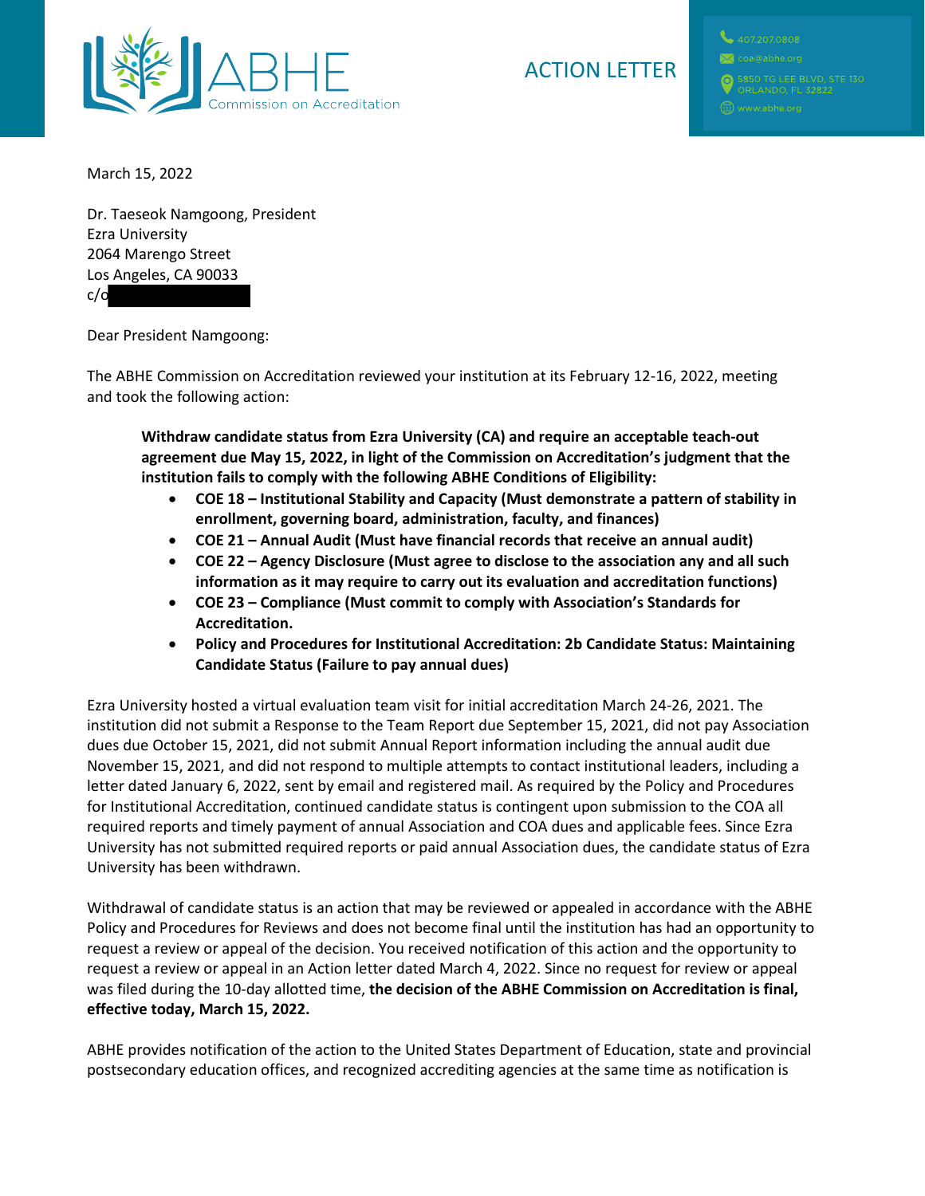ABHE Commission on Accreditation

ACTION LETTER

407.207.0808
coa@abhe.org
5850 TG LEE BLVD, STE 130
ORLANDO, FL 32822
www.abhe.org

March 15, 2022

Dr. Taeseok Namgoong, President
Ezra University
2064 Marengo Street
Los Angeles, CA 90033
c/o

Dear President Namgoong:

The ABHE Commission on Accreditation reviewed your institution at its February 12-16, 2022, meeting and took the following action:

> **Withdraw candidate status from Ezra University (CA) and require an acceptable teach-out agreement due May 15, 2022, in light of the Commission on Accreditation's judgment that the institution fails to comply with the following ABHE Conditions of Eligibility:**
>
> - **COE 18 – Institutional Stability and Capacity (Must demonstrate a pattern of stability in enrollment, governing board, administration, faculty, and finances)**
> - **COE 21 – Annual Audit (Must have financial records that receive an annual audit)**
> - **COE 22 – Agency Disclosure (Must agree to disclose to the association any and all such information as it may require to carry out its evaluation and accreditation functions)**
> - **COE 23 – Compliance (Must commit to comply with Association's Standards for Accreditation.**
> - **Policy and Procedures for Institutional Accreditation: 2b Candidate Status: Maintaining Candidate Status (Failure to pay annual dues)**

Ezra University hosted a virtual evaluation team visit for initial accreditation March 24-26, 2021. The institution did not submit a Response to the Team Report due September 15, 2021, did not pay Association dues due October 15, 2021, did not submit Annual Report information including the annual audit due November 15, 2021, and did not respond to multiple attempts to contact institutional leaders, including a letter dated January 6, 2022, sent by email and registered mail. As required by the Policy and Procedures for Institutional Accreditation, continued candidate status is contingent upon submission to the COA all required reports and timely payment of annual Association and COA dues and applicable fees. Since Ezra University has not submitted required reports or paid annual Association dues, the candidate status of Ezra University has been withdrawn.

Withdrawal of candidate status is an action that may be reviewed or appealed in accordance with the ABHE Policy and Procedures for Reviews and does not become final until the institution has had an opportunity to request a review or appeal of the decision. You received notification of this action and the opportunity to request a review or appeal in an Action letter dated March 4, 2022. Since no request for review or appeal was filed during the 10-day allotted time, **the decision of the ABHE Commission on Accreditation is final, effective today, March 15, 2022.**

ABHE provides notification of the action to the United States Department of Education, state and provincial postsecondary education offices, and recognized accrediting agencies at the same time as notification is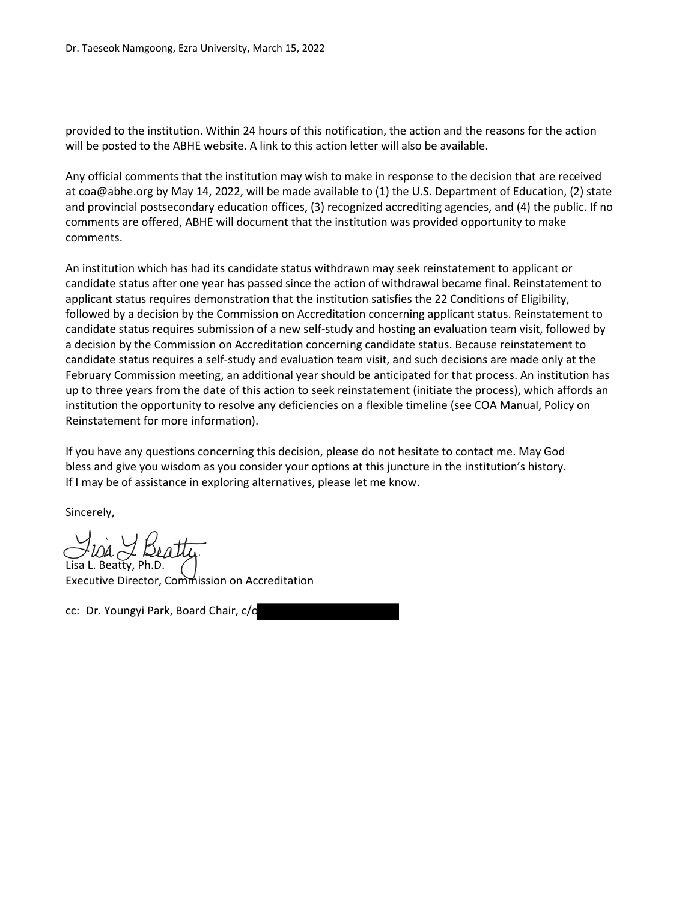provided to the institution. Within 24 hours of this notification, the action and the reasons for the action will be posted to the ABHE website. A link to this action letter will also be available.

Any official comments that the institution may wish to make in response to the decision that are received at coa@abhe.org by May 14, 2022, will be made available to (1) the U.S. Department of Education, (2) state and provincial postsecondary education offices, (3) recognized accrediting agencies, and (4) the public. If no comments are offered, ABHE will document that the institution was provided opportunity to make comments.

An institution which has had its candidate status withdrawn may seek reinstatement to applicant or candidate status after one year has passed since the action of withdrawal became final. Reinstatement to applicant status requires demonstration that the institution satisfies the 22 Conditions of Eligibility, followed by a decision by the Commission on Accreditation concerning applicant status. Reinstatement to candidate status requires submission of a new self-study and hosting an evaluation team visit, followed by a decision by the Commission on Accreditation concerning candidate status. Because reinstatement to candidate status requires a self-study and evaluation team visit, and such decisions are made only at the February Commission meeting, an additional year should be anticipated for that process. An institution has up to three years from the date of this action to seek reinstatement (initiate the process), which affords an institution the opportunity to resolve any deficiencies on a flexible timeline (see COA Manual, Policy on Reinstatement for more information).

If you have any questions concerning this decision, please do not hesitate to contact me. May God bless and give you wisdom as you consider your options at this juncture in the institution's history. If I may be of assistance in exploring alternatives, please let me know.

Sincerely,

Lisa L. Beatty, Ph.D.
Executive Director, Commission on Accreditation

cc: Dr. Youngyi Park, Board Chair, c/o